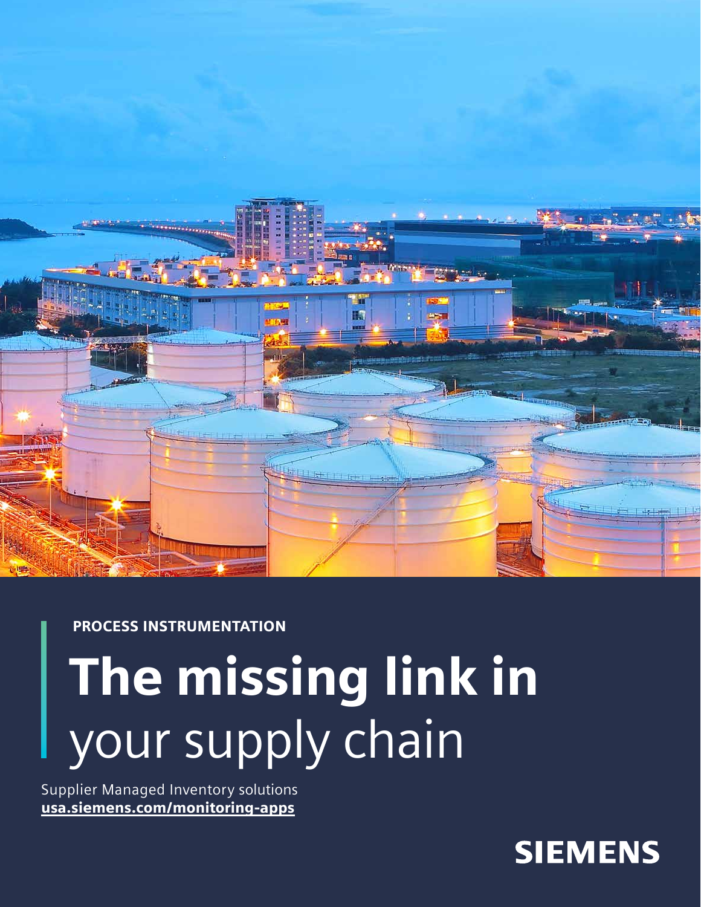PROCESS INSTRUMENTATION

# The missing link in your supply chain

Supplier Managed Inventory solutions
**usa.siemens.com/monitoring-apps**

SIEMENS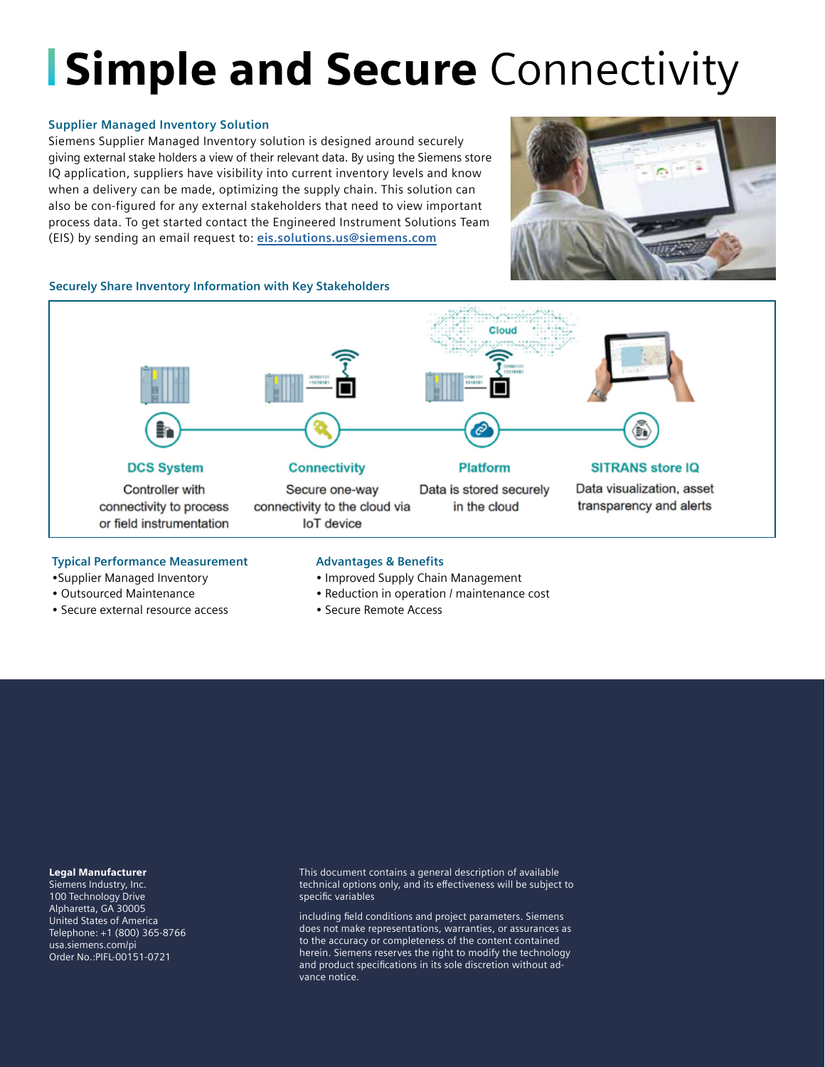# **Simple and Secure** Connectivity

### Supplier Managed Inventory Solution

Siemens Supplier Managed Inventory solution is designed around securely giving external stake holders a view of their relevant data. By using the Siemens store IQ application, suppliers have visibility into current inventory levels and know when a delivery can be made, optimizing the supply chain. This solution can also be con-figured for any external stakeholders that need to view important process data. To get started contact the Engineered Instrument Solutions Team (EIS) by sending an email request to: **eis.solutions.us@siemens.com**

### Securely Share Inventory Information with Key Stakeholders

Cloud

**DCS System**
Controller with connectivity to process or field instrumentation

**Connectivity**
Secure one-way connectivity to the cloud via IoT device

**Platform**
Data is stored securely in the cloud

**SITRANS store IQ**
Data visualization, asset transparency and alerts

### Typical Performance Measurement

- Supplier Managed Inventory
- Outsourced Maintenance
- Secure external resource access

### Advantages & Benefits

- Improved Supply Chain Management
- Reduction in operation / maintenance cost
- Secure Remote Access

**Legal Manufacturer**
Siemens Industry, Inc.
100 Technology Drive
Alpharetta, GA 30005
United States of America
Telephone: +1 (800) 365-8766
usa.siemens.com/pi
Order No.:PIFL-00151-0721

This document contains a general description of available technical options only, and its effectiveness will be subject to specific variables

including field conditions and project parameters. Siemens does not make representations, warranties, or assurances as to the accuracy or completeness of the content contained herein. Siemens reserves the right to modify the technology and product specifications in its sole discretion without advance notice.